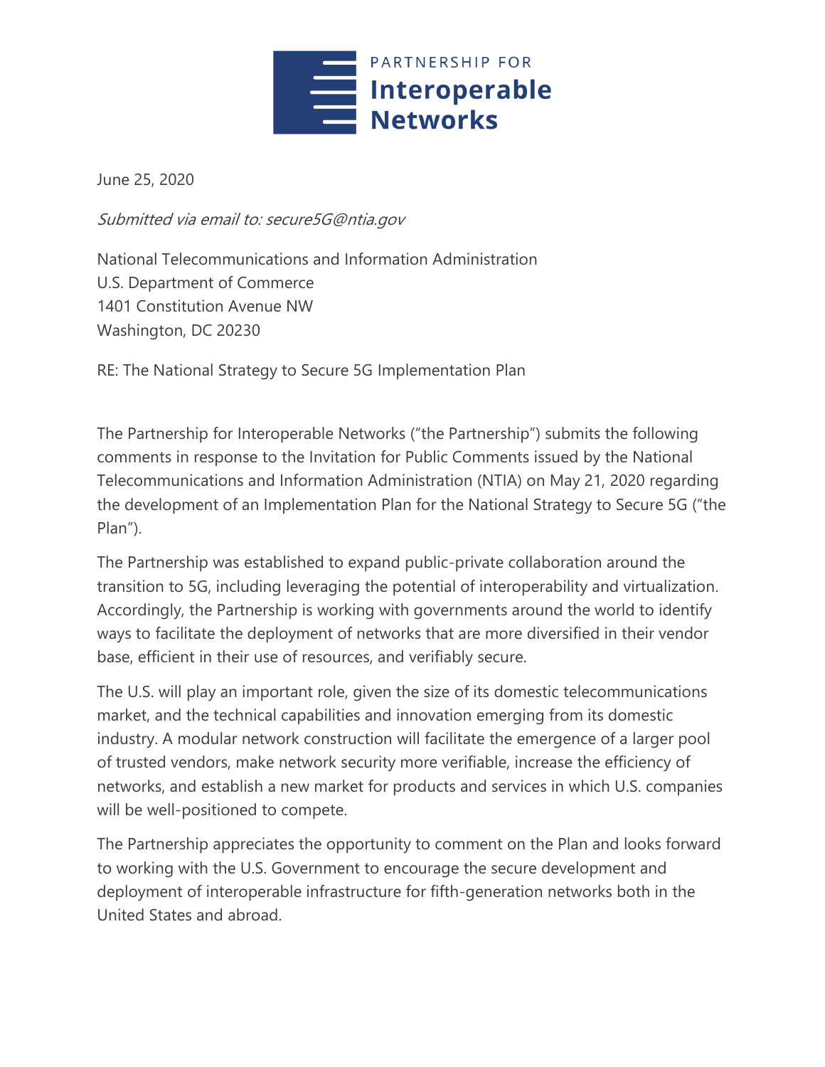PARTNERSHIP FOR
**Interoperable Networks**

June 25, 2020

*Submitted via email to: secure5G@ntia.gov*

National Telecommunications and Information Administration
U.S. Department of Commerce
1401 Constitution Avenue NW
Washington, DC 20230

RE: The National Strategy to Secure 5G Implementation Plan

The Partnership for Interoperable Networks ("the Partnership") submits the following comments in response to the Invitation for Public Comments issued by the National Telecommunications and Information Administration (NTIA) on May 21, 2020 regarding the development of an Implementation Plan for the National Strategy to Secure 5G ("the Plan").

The Partnership was established to expand public-private collaboration around the transition to 5G, including leveraging the potential of interoperability and virtualization. Accordingly, the Partnership is working with governments around the world to identify ways to facilitate the deployment of networks that are more diversified in their vendor base, efficient in their use of resources, and verifiably secure.

The U.S. will play an important role, given the size of its domestic telecommunications market, and the technical capabilities and innovation emerging from its domestic industry. A modular network construction will facilitate the emergence of a larger pool of trusted vendors, make network security more verifiable, increase the efficiency of networks, and establish a new market for products and services in which U.S. companies will be well-positioned to compete.

The Partnership appreciates the opportunity to comment on the Plan and looks forward to working with the U.S. Government to encourage the secure development and deployment of interoperable infrastructure for fifth-generation networks both in the United States and abroad.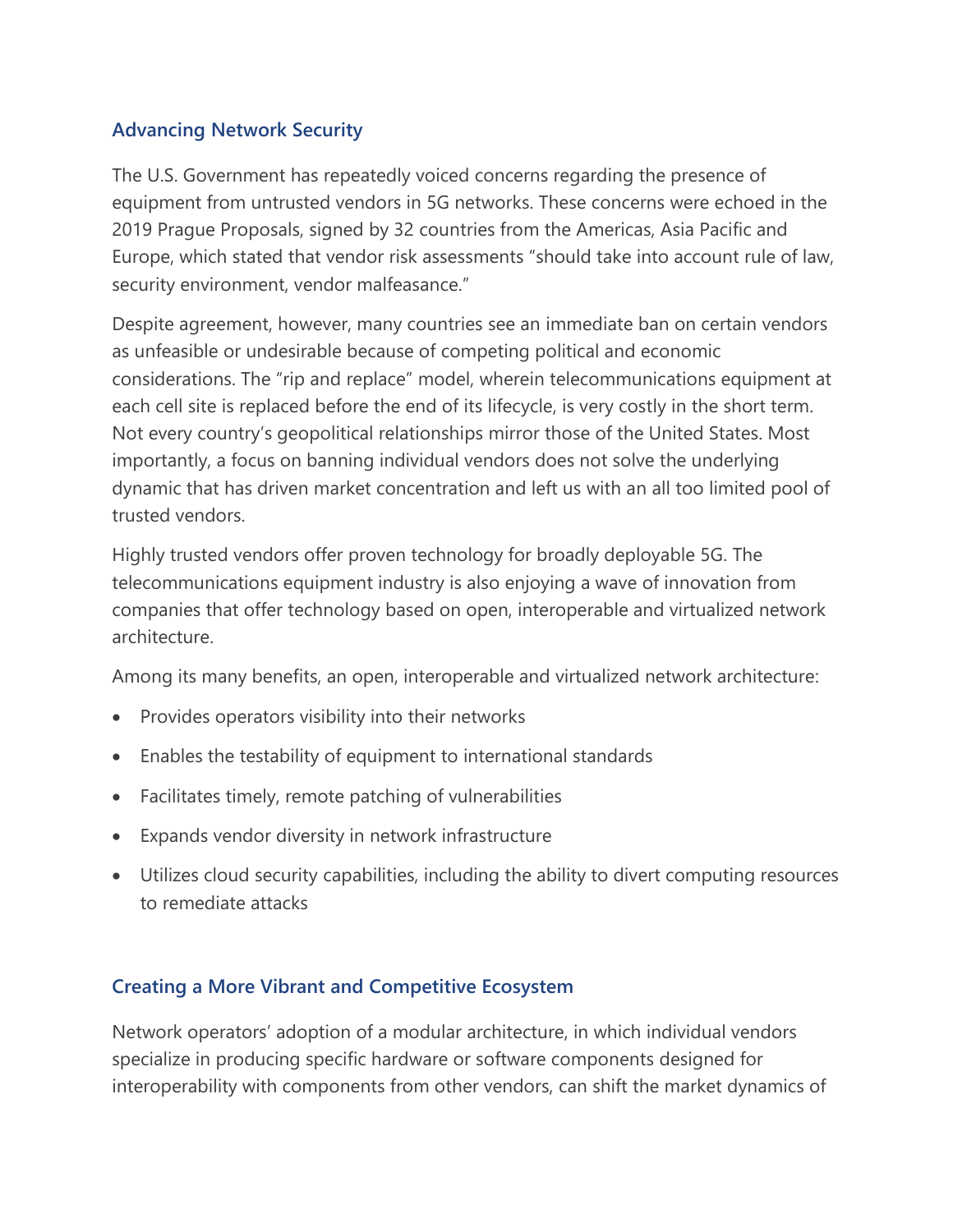## Advancing Network Security

The U.S. Government has repeatedly voiced concerns regarding the presence of equipment from untrusted vendors in 5G networks. These concerns were echoed in the 2019 Prague Proposals, signed by 32 countries from the Americas, Asia Pacific and Europe, which stated that vendor risk assessments "should take into account rule of law, security environment, vendor malfeasance."

Despite agreement, however, many countries see an immediate ban on certain vendors as unfeasible or undesirable because of competing political and economic considerations. The "rip and replace" model, wherein telecommunications equipment at each cell site is replaced before the end of its lifecycle, is very costly in the short term. Not every country's geopolitical relationships mirror those of the United States. Most importantly, a focus on banning individual vendors does not solve the underlying dynamic that has driven market concentration and left us with an all too limited pool of trusted vendors.

Highly trusted vendors offer proven technology for broadly deployable 5G. The telecommunications equipment industry is also enjoying a wave of innovation from companies that offer technology based on open, interoperable and virtualized network architecture.

Among its many benefits, an open, interoperable and virtualized network architecture:

- Provides operators visibility into their networks
- Enables the testability of equipment to international standards
- Facilitates timely, remote patching of vulnerabilities
- Expands vendor diversity in network infrastructure
- Utilizes cloud security capabilities, including the ability to divert computing resources to remediate attacks

## Creating a More Vibrant and Competitive Ecosystem

Network operators' adoption of a modular architecture, in which individual vendors specialize in producing specific hardware or software components designed for interoperability with components from other vendors, can shift the market dynamics of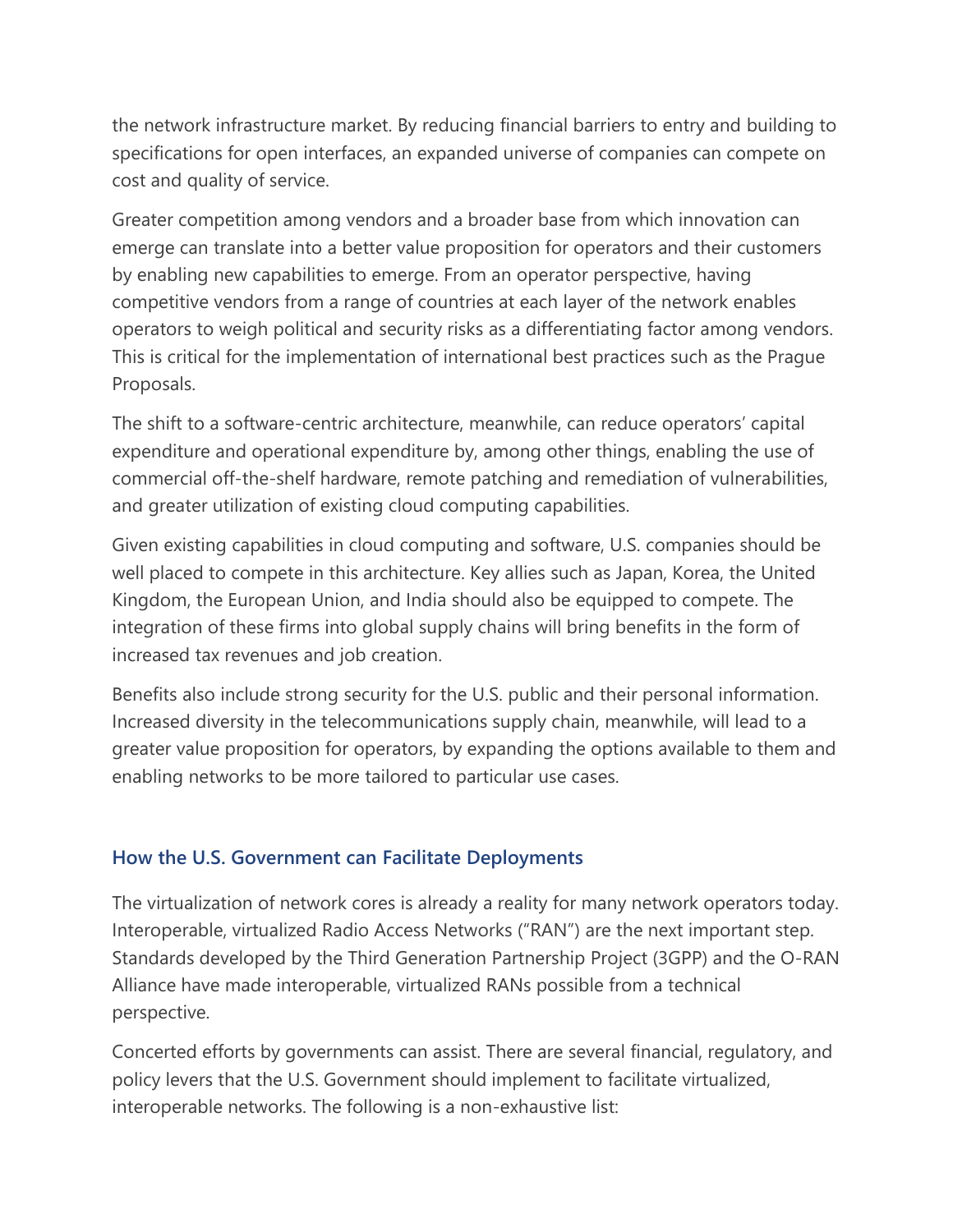the network infrastructure market. By reducing financial barriers to entry and building to specifications for open interfaces, an expanded universe of companies can compete on cost and quality of service.

Greater competition among vendors and a broader base from which innovation can emerge can translate into a better value proposition for operators and their customers by enabling new capabilities to emerge. From an operator perspective, having competitive vendors from a range of countries at each layer of the network enables operators to weigh political and security risks as a differentiating factor among vendors. This is critical for the implementation of international best practices such as the Prague Proposals.

The shift to a software-centric architecture, meanwhile, can reduce operators' capital expenditure and operational expenditure by, among other things, enabling the use of commercial off-the-shelf hardware, remote patching and remediation of vulnerabilities, and greater utilization of existing cloud computing capabilities.

Given existing capabilities in cloud computing and software, U.S. companies should be well placed to compete in this architecture. Key allies such as Japan, Korea, the United Kingdom, the European Union, and India should also be equipped to compete. The integration of these firms into global supply chains will bring benefits in the form of increased tax revenues and job creation.

Benefits also include strong security for the U.S. public and their personal information. Increased diversity in the telecommunications supply chain, meanwhile, will lead to a greater value proposition for operators, by expanding the options available to them and enabling networks to be more tailored to particular use cases.

## How the U.S. Government can Facilitate Deployments

The virtualization of network cores is already a reality for many network operators today. Interoperable, virtualized Radio Access Networks ("RAN") are the next important step. Standards developed by the Third Generation Partnership Project (3GPP) and the O-RAN Alliance have made interoperable, virtualized RANs possible from a technical perspective.

Concerted efforts by governments can assist. There are several financial, regulatory, and policy levers that the U.S. Government should implement to facilitate virtualized, interoperable networks. The following is a non-exhaustive list: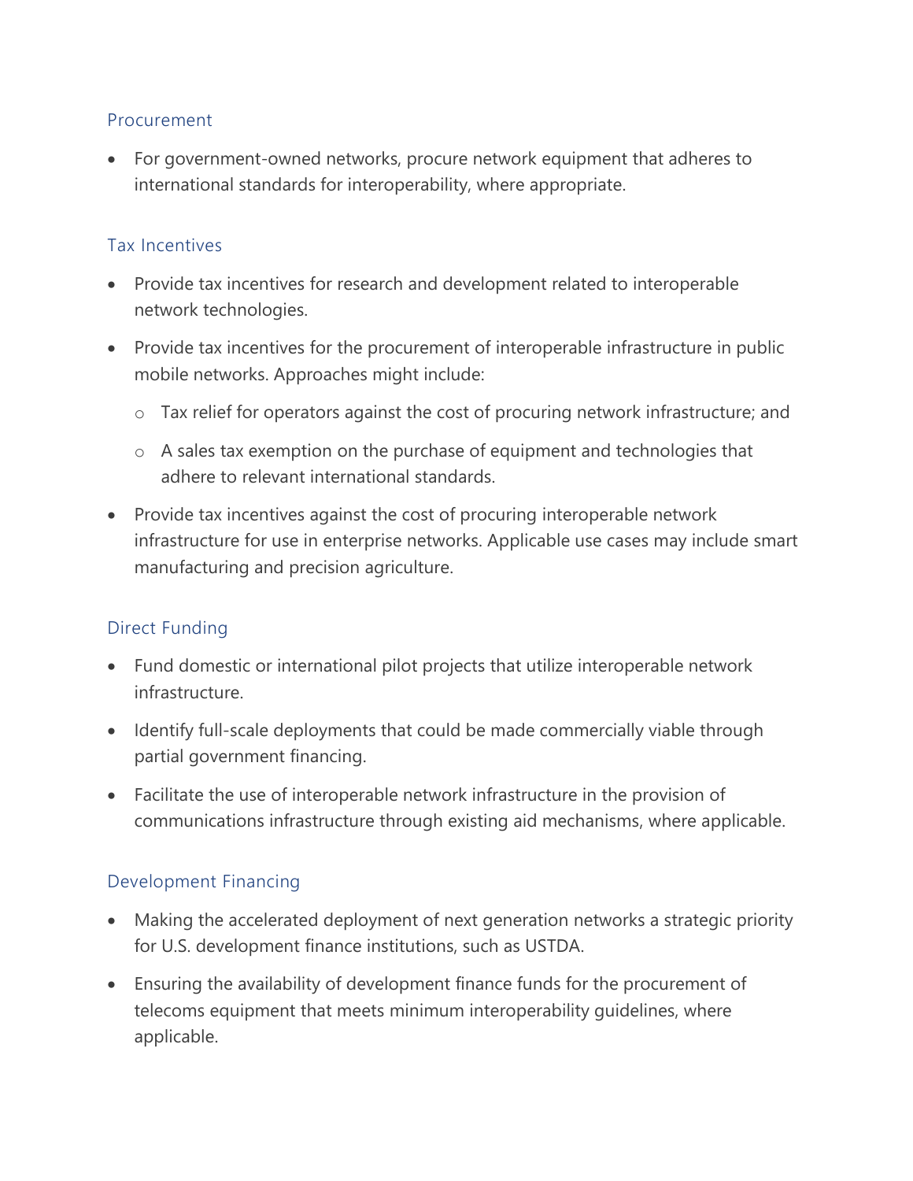### Procurement

- For government-owned networks, procure network equipment that adheres to international standards for interoperability, where appropriate.

### Tax Incentives

- Provide tax incentives for research and development related to interoperable network technologies.
- Provide tax incentives for the procurement of interoperable infrastructure in public mobile networks. Approaches might include:
    - Tax relief for operators against the cost of procuring network infrastructure; and
    - A sales tax exemption on the purchase of equipment and technologies that adhere to relevant international standards.
- Provide tax incentives against the cost of procuring interoperable network infrastructure for use in enterprise networks. Applicable use cases may include smart manufacturing and precision agriculture.

### Direct Funding

- Fund domestic or international pilot projects that utilize interoperable network infrastructure.
- Identify full-scale deployments that could be made commercially viable through partial government financing.
- Facilitate the use of interoperable network infrastructure in the provision of communications infrastructure through existing aid mechanisms, where applicable.

### Development Financing

- Making the accelerated deployment of next generation networks a strategic priority for U.S. development finance institutions, such as USTDA.
- Ensuring the availability of development finance funds for the procurement of telecoms equipment that meets minimum interoperability guidelines, where applicable.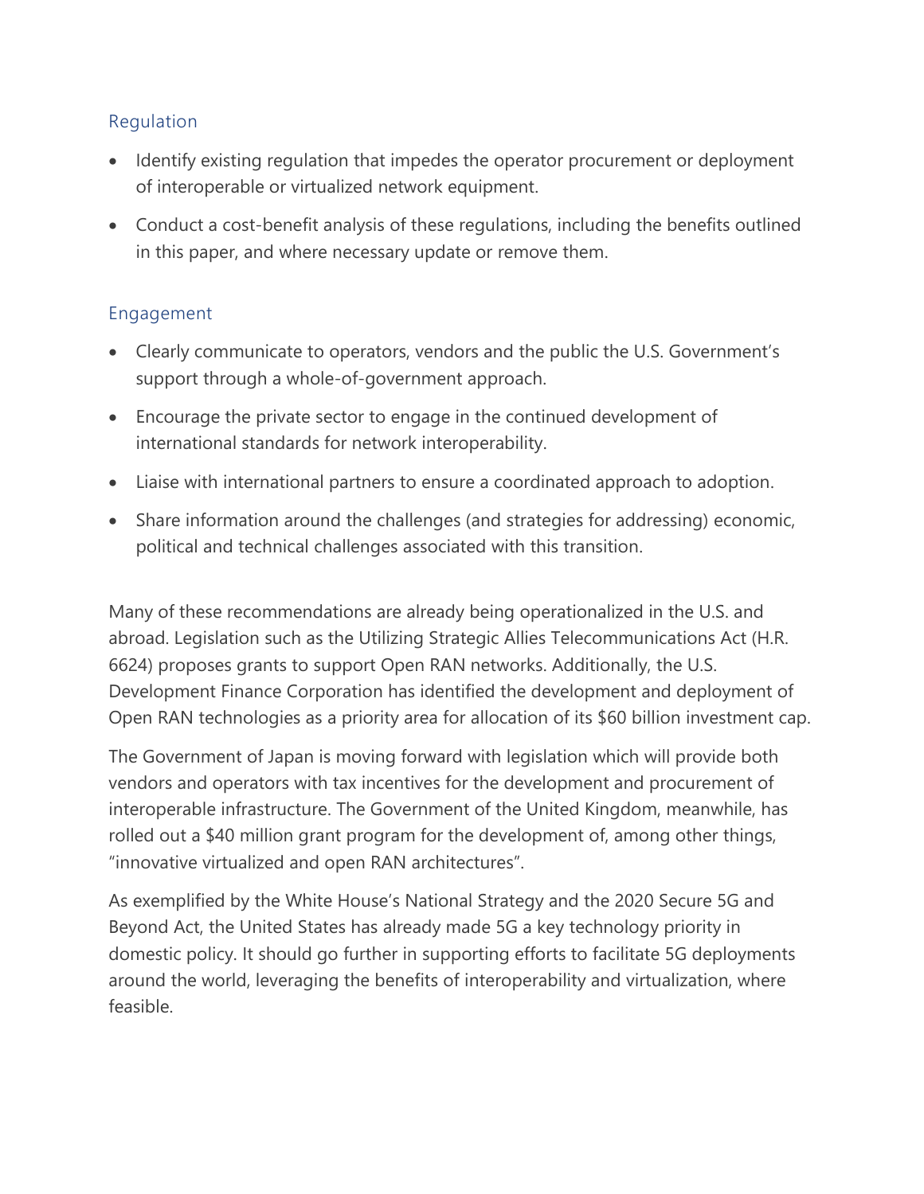### Regulation

- Identify existing regulation that impedes the operator procurement or deployment of interoperable or virtualized network equipment.
- Conduct a cost-benefit analysis of these regulations, including the benefits outlined in this paper, and where necessary update or remove them.

### Engagement

- Clearly communicate to operators, vendors and the public the U.S. Government's support through a whole-of-government approach.
- Encourage the private sector to engage in the continued development of international standards for network interoperability.
- Liaise with international partners to ensure a coordinated approach to adoption.
- Share information around the challenges (and strategies for addressing) economic, political and technical challenges associated with this transition.

Many of these recommendations are already being operationalized in the U.S. and abroad. Legislation such as the Utilizing Strategic Allies Telecommunications Act (H.R. 6624) proposes grants to support Open RAN networks. Additionally, the U.S. Development Finance Corporation has identified the development and deployment of Open RAN technologies as a priority area for allocation of its $60 billion investment cap.

The Government of Japan is moving forward with legislation which will provide both vendors and operators with tax incentives for the development and procurement of interoperable infrastructure. The Government of the United Kingdom, meanwhile, has rolled out a $40 million grant program for the development of, among other things, "innovative virtualized and open RAN architectures".

As exemplified by the White House's National Strategy and the 2020 Secure 5G and Beyond Act, the United States has already made 5G a key technology priority in domestic policy. It should go further in supporting efforts to facilitate 5G deployments around the world, leveraging the benefits of interoperability and virtualization, where feasible.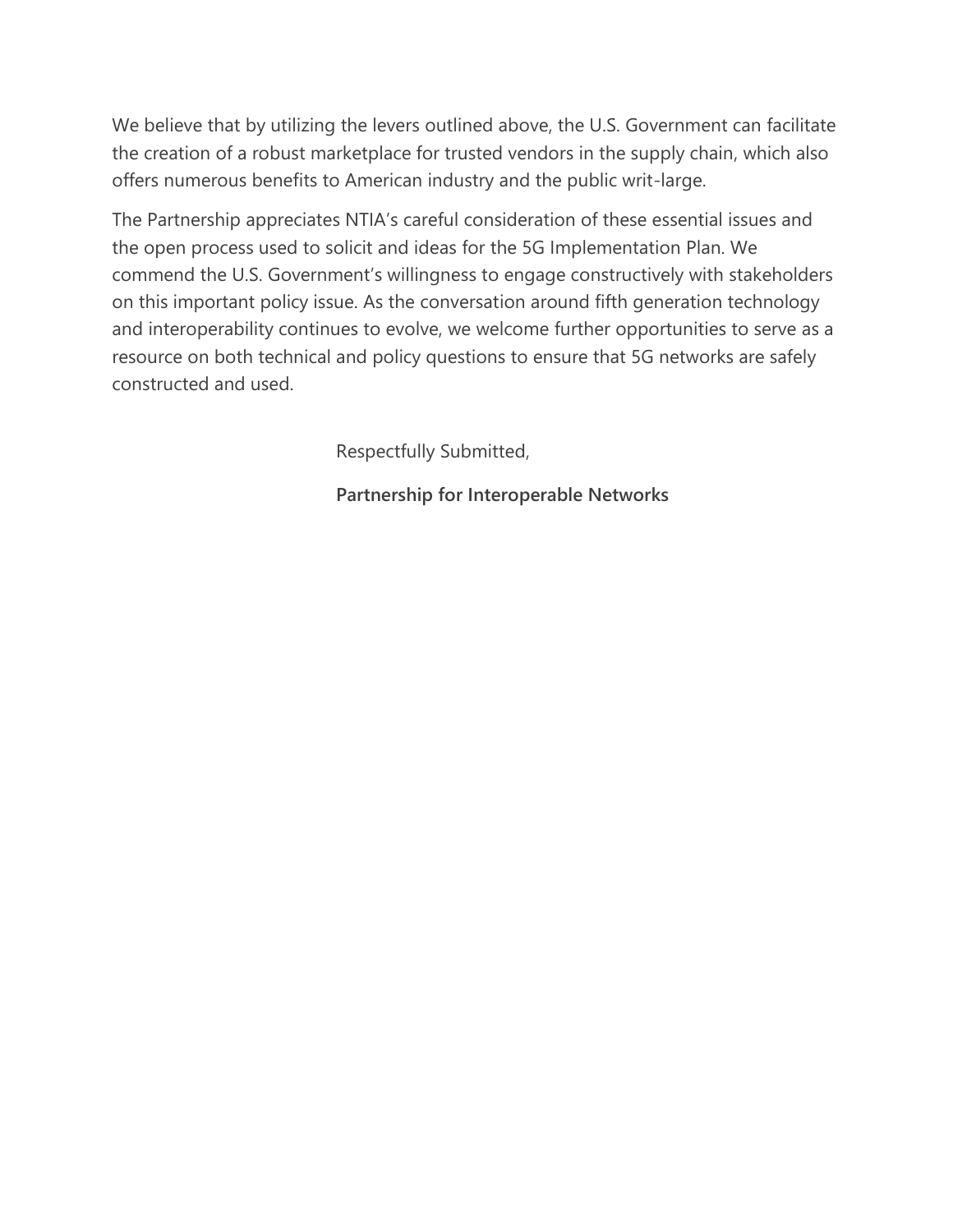We believe that by utilizing the levers outlined above, the U.S. Government can facilitate the creation of a robust marketplace for trusted vendors in the supply chain, which also offers numerous benefits to American industry and the public writ-large.

The Partnership appreciates NTIA's careful consideration of these essential issues and the open process used to solicit and ideas for the 5G Implementation Plan. We commend the U.S. Government's willingness to engage constructively with stakeholders on this important policy issue. As the conversation around fifth generation technology and interoperability continues to evolve, we welcome further opportunities to serve as a resource on both technical and policy questions to ensure that 5G networks are safely constructed and used.

Respectfully Submitted,

**Partnership for Interoperable Networks**